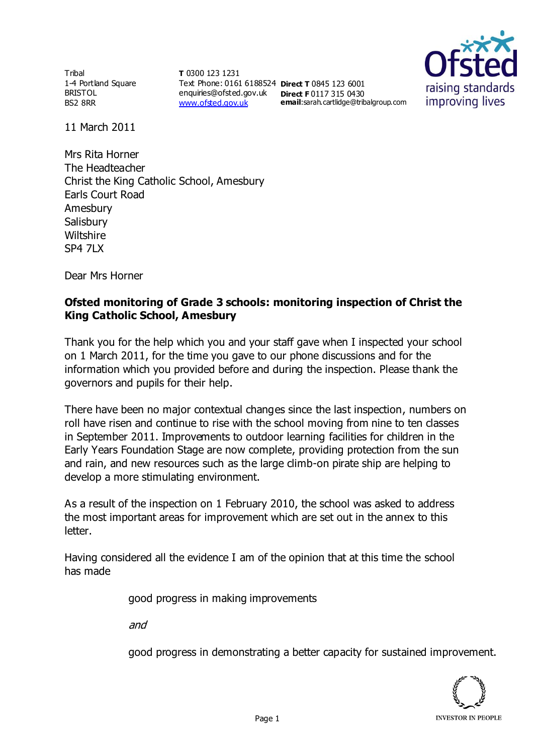Tribal
1-4 Portland Square
BRISTOL
BS2 8RR

**T** 0300 123 1231
Text Phone: 0161 6188524
enquiries@ofsted.gov.uk
[www.ofsted.gov.uk](http://www.ofsted.gov.uk)

**Direct T** 0845 123 6001
**Direct F** 0117 315 0430
**email**:sarah.cartlidge@tribalgroup.com

11 March 2011

Mrs Rita Horner
The Headteacher
Christ the King Catholic School, Amesbury
Earls Court Road
Amesbury
Salisbury
Wiltshire
SP4 7LX

Dear Mrs Horner

**Ofsted monitoring of Grade 3 schools: monitoring inspection of Christ the King Catholic School, Amesbury**

Thank you for the help which you and your staff gave when I inspected your school on 1 March 2011, for the time you gave to our phone discussions and for the information which you provided before and during the inspection. Please thank the governors and pupils for their help.

There have been no major contextual changes since the last inspection, numbers on roll have risen and continue to rise with the school moving from nine to ten classes in September 2011. Improvements to outdoor learning facilities for children in the Early Years Foundation Stage are now complete, providing protection from the sun and rain, and new resources such as the large climb-on pirate ship are helping to develop a more stimulating environment.

As a result of the inspection on 1 February 2010, the school was asked to address the most important areas for improvement which are set out in the annex to this letter.

Having considered all the evidence I am of the opinion that at this time the school has made

good progress in making improvements

*and*

good progress in demonstrating a better capacity for sustained improvement.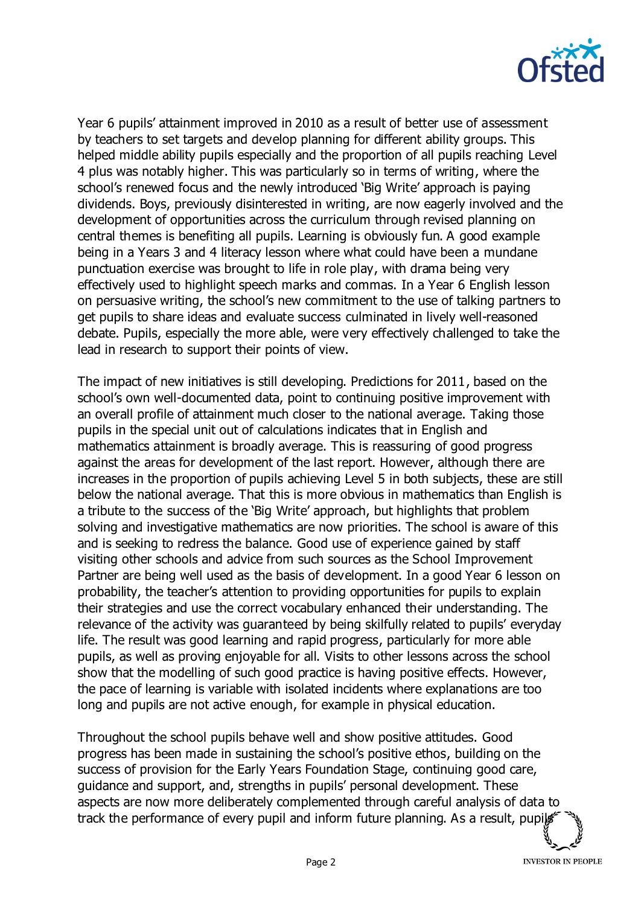Year 6 pupils' attainment improved in 2010 as a result of better use of assessment by teachers to set targets and develop planning for different ability groups. This helped middle ability pupils especially and the proportion of all pupils reaching Level 4 plus was notably higher. This was particularly so in terms of writing, where the school's renewed focus and the newly introduced 'Big Write' approach is paying dividends. Boys, previously disinterested in writing, are now eagerly involved and the development of opportunities across the curriculum through revised planning on central themes is benefiting all pupils. Learning is obviously fun. A good example being in a Years 3 and 4 literacy lesson where what could have been a mundane punctuation exercise was brought to life in role play, with drama being very effectively used to highlight speech marks and commas. In a Year 6 English lesson on persuasive writing, the school's new commitment to the use of talking partners to get pupils to share ideas and evaluate success culminated in lively well-reasoned debate. Pupils, especially the more able, were very effectively challenged to take the lead in research to support their points of view.

The impact of new initiatives is still developing. Predictions for 2011, based on the school's own well-documented data, point to continuing positive improvement with an overall profile of attainment much closer to the national average. Taking those pupils in the special unit out of calculations indicates that in English and mathematics attainment is broadly average. This is reassuring of good progress against the areas for development of the last report. However, although there are increases in the proportion of pupils achieving Level 5 in both subjects, these are still below the national average. That this is more obvious in mathematics than English is a tribute to the success of the 'Big Write' approach, but highlights that problem solving and investigative mathematics are now priorities. The school is aware of this and is seeking to redress the balance. Good use of experience gained by staff visiting other schools and advice from such sources as the School Improvement Partner are being well used as the basis of development. In a good Year 6 lesson on probability, the teacher's attention to providing opportunities for pupils to explain their strategies and use the correct vocabulary enhanced their understanding. The relevance of the activity was guaranteed by being skilfully related to pupils' everyday life. The result was good learning and rapid progress, particularly for more able pupils, as well as proving enjoyable for all. Visits to other lessons across the school show that the modelling of such good practice is having positive effects. However, the pace of learning is variable with isolated incidents where explanations are too long and pupils are not active enough, for example in physical education.

Throughout the school pupils behave well and show positive attitudes. Good progress has been made in sustaining the school's positive ethos, building on the success of provision for the Early Years Foundation Stage, continuing good care, guidance and support, and, strengths in pupils' personal development. These aspects are now more deliberately complemented through careful analysis of data to track the performance of every pupil and inform future planning. As a result, pupils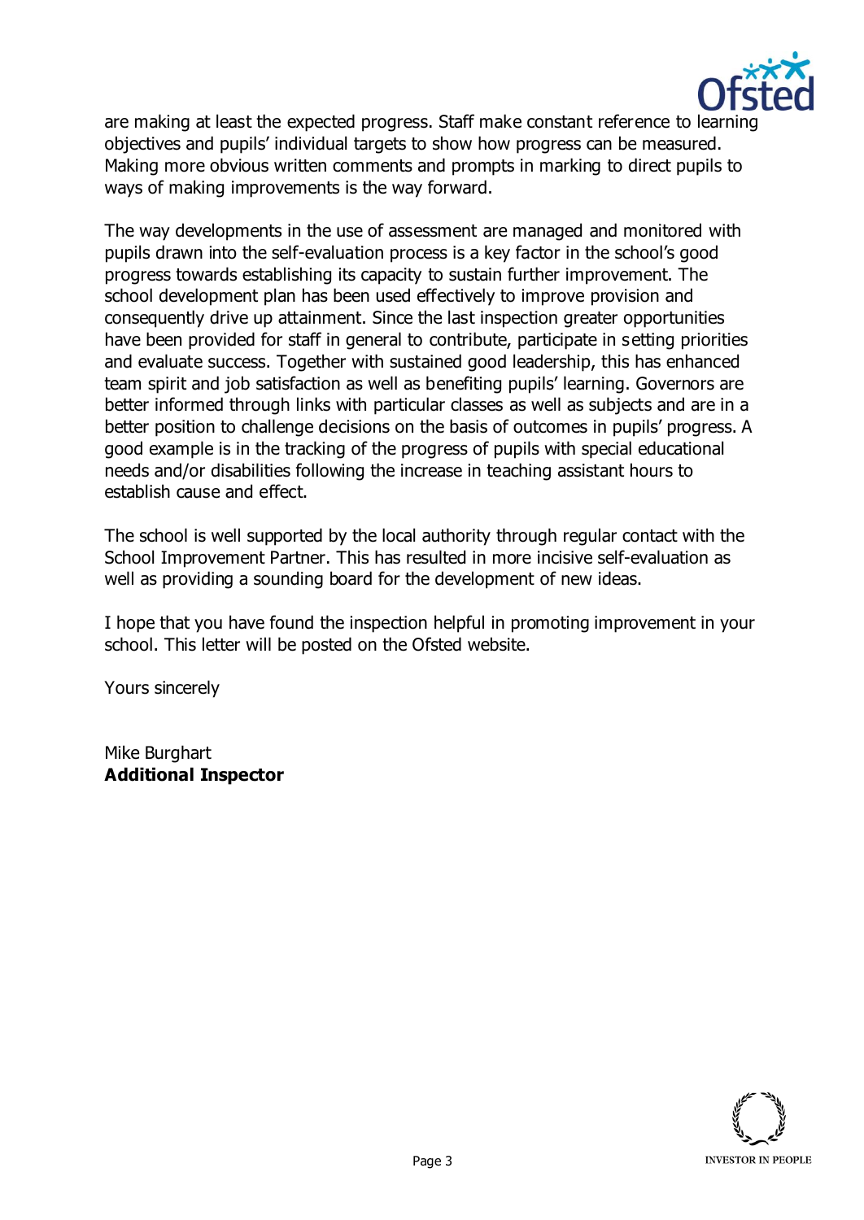are making at least the expected progress. Staff make constant reference to learning objectives and pupils' individual targets to show how progress can be measured. Making more obvious written comments and prompts in marking to direct pupils to ways of making improvements is the way forward.

The way developments in the use of assessment are managed and monitored with pupils drawn into the self-evaluation process is a key factor in the school's good progress towards establishing its capacity to sustain further improvement. The school development plan has been used effectively to improve provision and consequently drive up attainment. Since the last inspection greater opportunities have been provided for staff in general to contribute, participate in setting priorities and evaluate success. Together with sustained good leadership, this has enhanced team spirit and job satisfaction as well as benefiting pupils' learning. Governors are better informed through links with particular classes as well as subjects and are in a better position to challenge decisions on the basis of outcomes in pupils' progress. A good example is in the tracking of the progress of pupils with special educational needs and/or disabilities following the increase in teaching assistant hours to establish cause and effect.

The school is well supported by the local authority through regular contact with the School Improvement Partner. This has resulted in more incisive self-evaluation as well as providing a sounding board for the development of new ideas.

I hope that you have found the inspection helpful in promoting improvement in your school. This letter will be posted on the Ofsted website.

Yours sincerely

Mike Burghart
**Additional Inspector**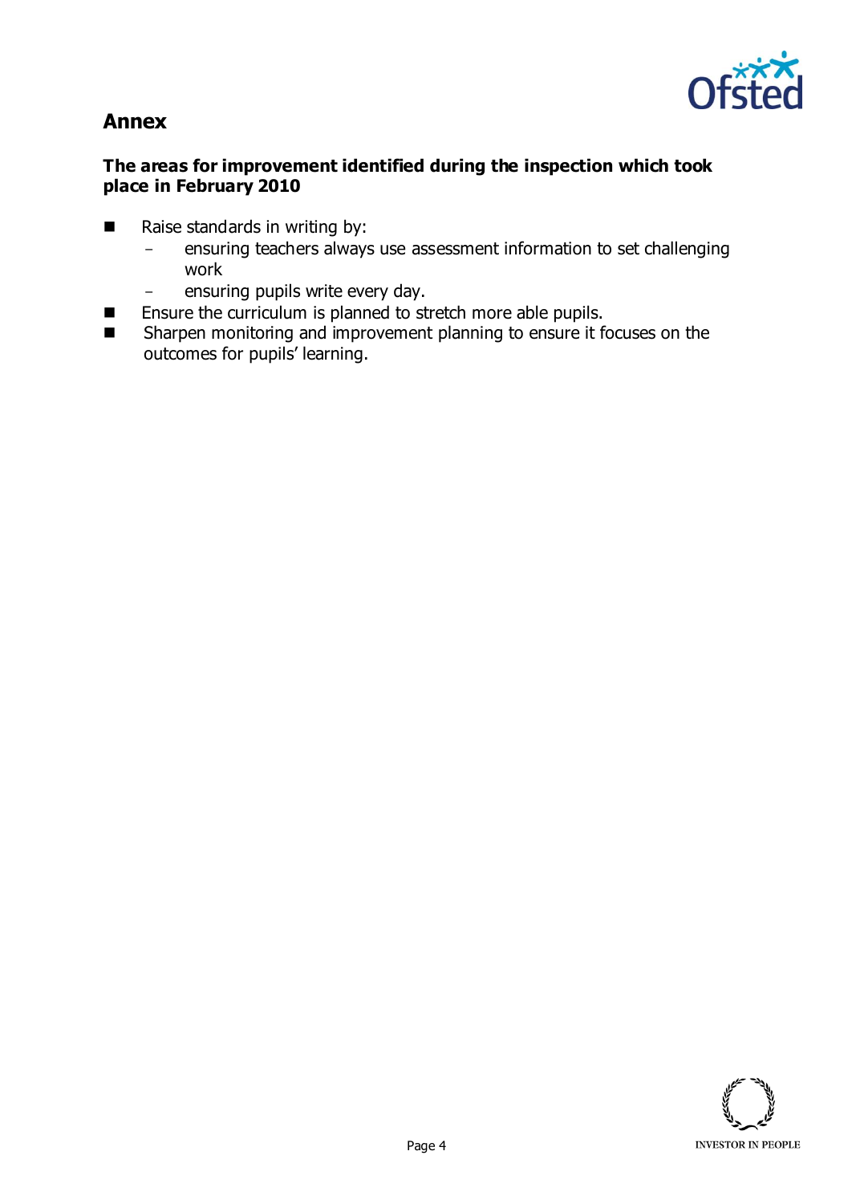## Annex

**The areas for improvement identified during the inspection which took place in February 2010**

- Raise standards in writing by:
  - ensuring teachers always use assessment information to set challenging work
  - ensuring pupils write every day.
- Ensure the curriculum is planned to stretch more able pupils.
- Sharpen monitoring and improvement planning to ensure it focuses on the outcomes for pupils' learning.